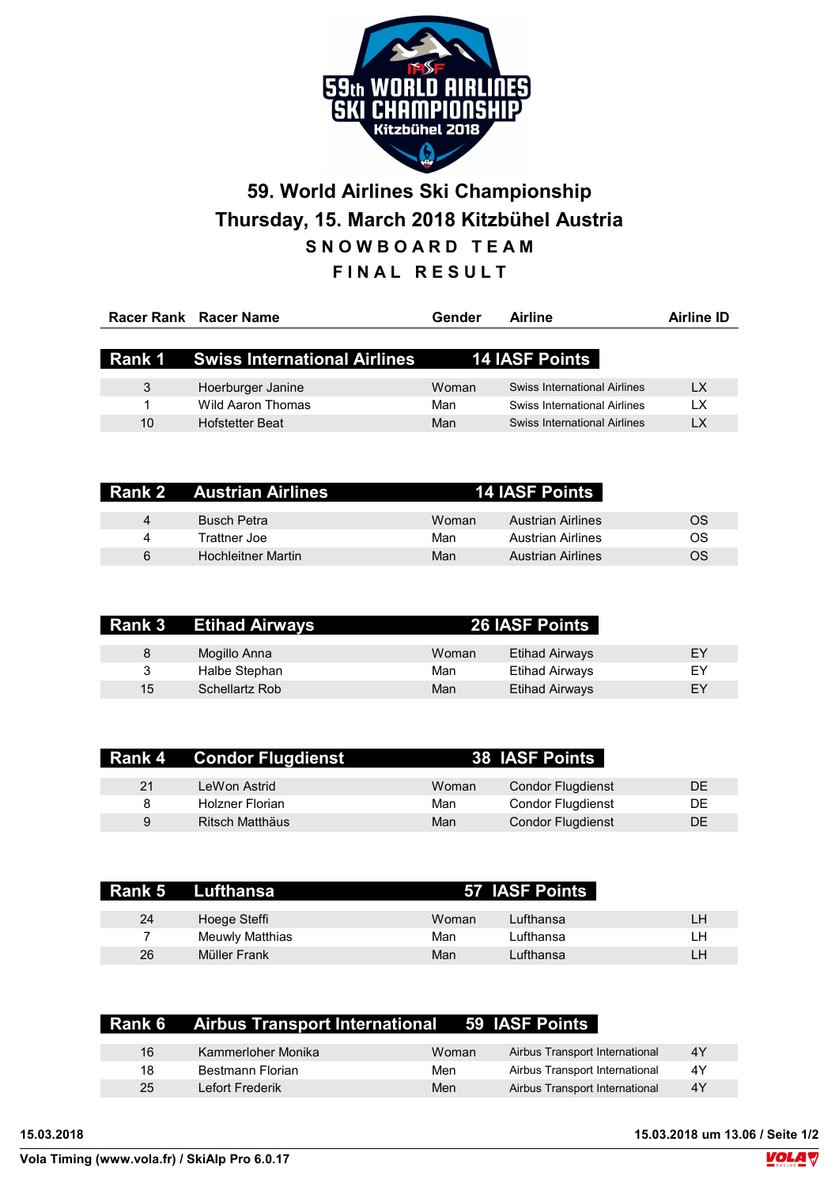# 59. World Airlines Ski Championship

## Thursday, 15. March 2018 Kitzbühel Austria

### SNOWBOARD TEAM

### FINAL RESULT

| Racer Rank | Racer Name | Gender | Airline | Airline ID |
|---|---|---|---|---|
| **Rank 1** | **Swiss International Airlines** | **14 IASF Points** | | |
| 3 | Hoerburger Janine | Woman | Swiss International Airlines | LX |
| 1 | Wild Aaron Thomas | Man | Swiss International Airlines | LX |
| 10 | Hofstetter Beat | Man | Swiss International Airlines | LX |
| **Rank 2** | **Austrian Airlines** | **14 IASF Points** | | |
| 4 | Busch Petra | Woman | Austrian Airlines | OS |
| 4 | Trattner Joe | Man | Austrian Airlines | OS |
| 6 | Hochleitner Martin | Man | Austrian Airlines | OS |
| **Rank 3** | **Etihad Airways** | **26 IASF Points** | | |
| 8 | Mogillo Anna | Woman | Etihad Airways | EY |
| 3 | Halbe Stephan | Man | Etihad Airways | EY |
| 15 | Schellartz Rob | Man | Etihad Airways | EY |
| **Rank 4** | **Condor Flugdienst** | **38 IASF Points** | | |
| 21 | LeWon Astrid | Woman | Condor Flugdienst | DE |
| 8 | Holzner Florian | Man | Condor Flugdienst | DE |
| 9 | Ritsch Matthäus | Man | Condor Flugdienst | DE |
| **Rank 5** | **Lufthansa** | **57 IASF Points** | | |
| 24 | Hoege Steffi | Woman | Lufthansa | LH |
| 7 | Meuwly Matthias | Man | Lufthansa | LH |
| 26 | Müller Frank | Man | Lufthansa | LH |
| **Rank 6** | **Airbus Transport International** | **59 IASF Points** | | |
| 16 | Kammerloher Monika | Woman | Airbus Transport International | 4Y |
| 18 | Bestmann Florian | Men | Airbus Transport International | 4Y |
| 25 | Lefort Frederik | Men | Airbus Transport International | 4Y |

15.03.2018 — 15.03.2018 um 13.06 / Seite 1/2

Vola Timing (www.vola.fr) / SkiAlp Pro 6.0.17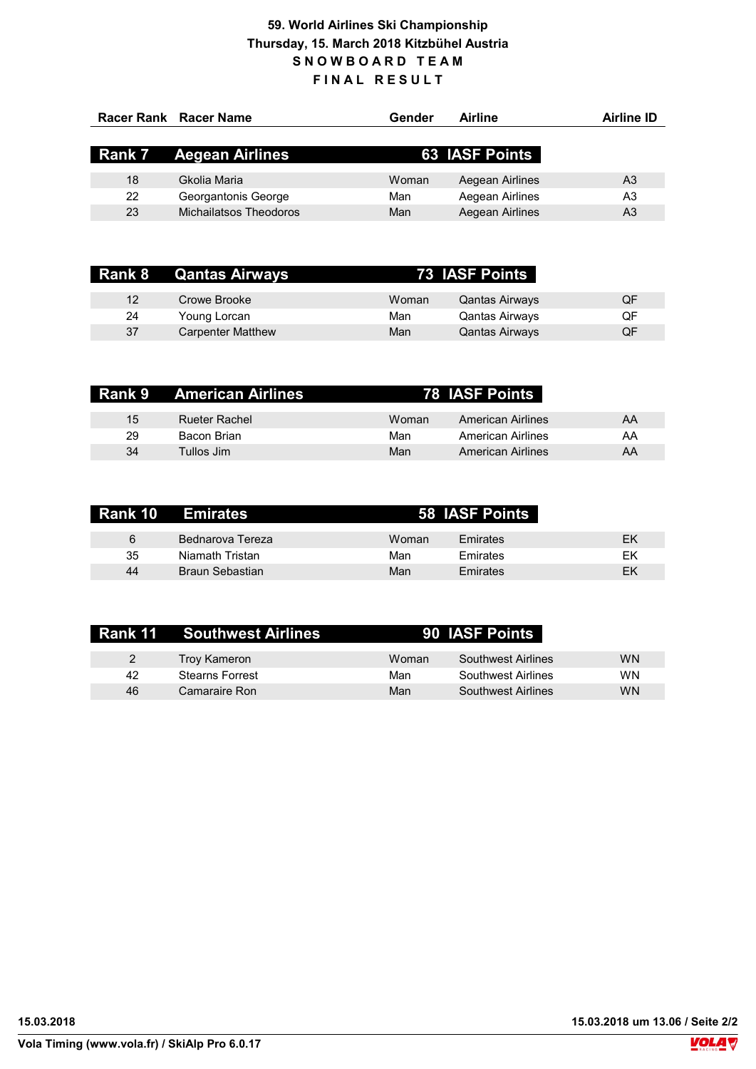**59. World Airlines Ski Championship**
**Thursday, 15. March 2018 Kitzbühel Austria**
**S N O W B O A R D  T E A M**
**F I N A L  R E S U L T**

| Racer Rank | Racer Name | Gender | Airline | Airline ID |
|---|---|---|---|---|
| **Rank 7** | **Aegean Airlines** | **63 IASF Points** | | |
| 18 | Gkolia Maria | Woman | Aegean Airlines | A3 |
| 22 | Georgantonis George | Man | Aegean Airlines | A3 |
| 23 | Michailatsos Theodoros | Man | Aegean Airlines | A3 |
| **Rank 8** | **Qantas Airways** | **73 IASF Points** | | |
| 12 | Crowe Brooke | Woman | Qantas Airways | QF |
| 24 | Young Lorcan | Man | Qantas Airways | QF |
| 37 | Carpenter Matthew | Man | Qantas Airways | QF |
| **Rank 9** | **American Airlines** | **78 IASF Points** | | |
| 15 | Rueter Rachel | Woman | American Airlines | AA |
| 29 | Bacon Brian | Man | American Airlines | AA |
| 34 | Tullos Jim | Man | American Airlines | AA |
| **Rank 10** | **Emirates** | **58 IASF Points** | | |
| 6 | Bednarova Tereza | Woman | Emirates | EK |
| 35 | Niamath Tristan | Man | Emirates | EK |
| 44 | Braun Sebastian | Man | Emirates | EK |
| **Rank 11** | **Southwest Airlines** | **90 IASF Points** | | |
| 2 | Troy Kameron | Woman | Southwest Airlines | WN |
| 42 | Stearns Forrest | Man | Southwest Airlines | WN |
| 46 | Camaraire Ron | Man | Southwest Airlines | WN |

15.03.2018

15.03.2018 um 13.06

Vola Timing (www.vola.fr) / SkiAlp Pro 6.0.17